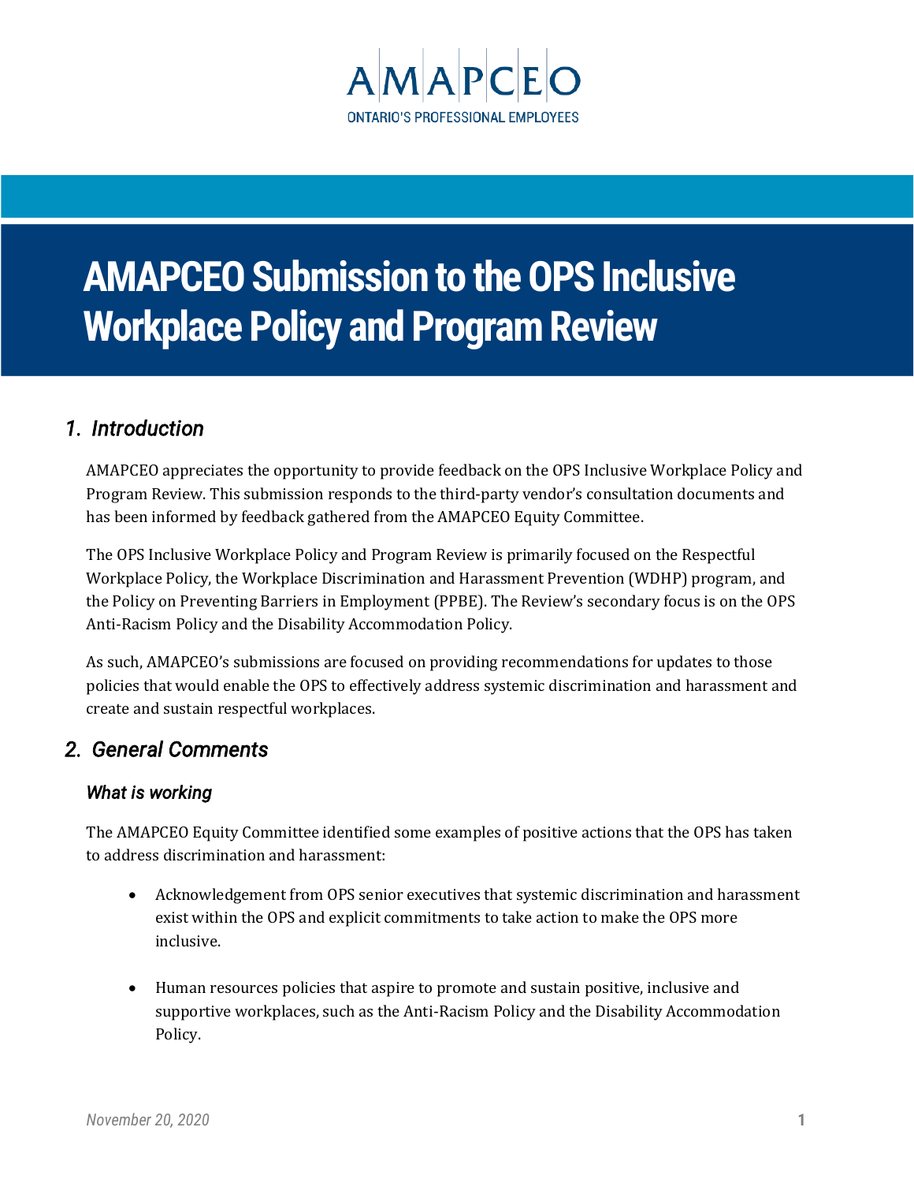AMAPCEO

ONTARIO'S PROFESSIONAL EMPLOYEES

# AMAPCEO Submission to the OPS Inclusive Workplace Policy and Program Review

## 1. Introduction

AMAPCEO appreciates the opportunity to provide feedback on the OPS Inclusive Workplace Policy and Program Review. This submission responds to the third-party vendor's consultation documents and has been informed by feedback gathered from the AMAPCEO Equity Committee.

The OPS Inclusive Workplace Policy and Program Review is primarily focused on the Respectful Workplace Policy, the Workplace Discrimination and Harassment Prevention (WDHP) program, and the Policy on Preventing Barriers in Employment (PPBE). The Review's secondary focus is on the OPS Anti-Racism Policy and the Disability Accommodation Policy.

As such, AMAPCEO's submissions are focused on providing recommendations for updates to those policies that would enable the OPS to effectively address systemic discrimination and harassment and create and sustain respectful workplaces.

## 2. General Comments

### What is working

The AMAPCEO Equity Committee identified some examples of positive actions that the OPS has taken to address discrimination and harassment:

- Acknowledgement from OPS senior executives that systemic discrimination and harassment exist within the OPS and explicit commitments to take action to make the OPS more inclusive.
- Human resources policies that aspire to promote and sustain positive, inclusive and supportive workplaces, such as the Anti-Racism Policy and the Disability Accommodation Policy.

November 20, 2020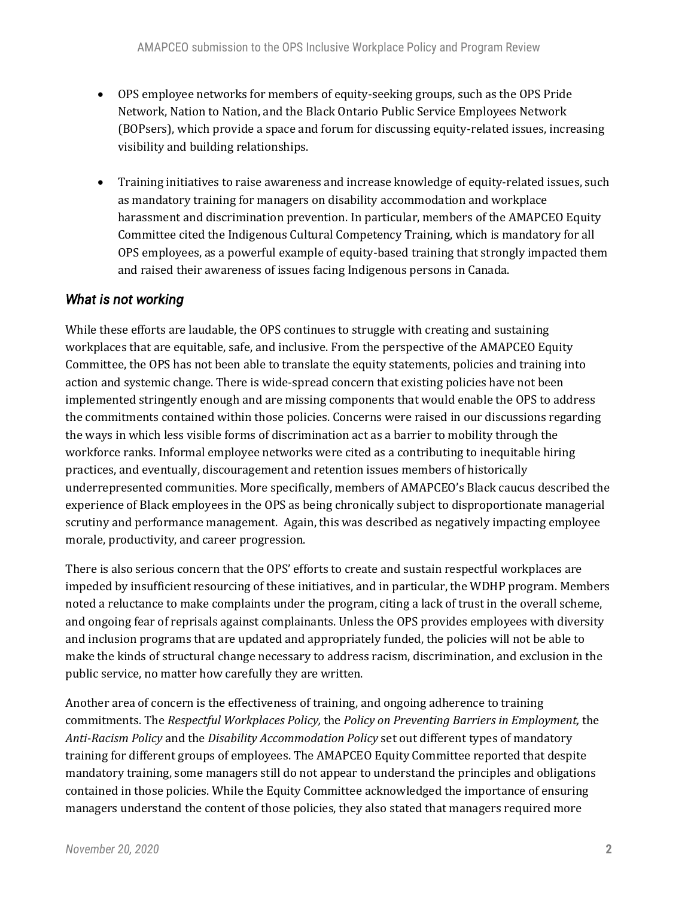- OPS employee networks for members of equity-seeking groups, such as the OPS Pride Network, Nation to Nation, and the Black Ontario Public Service Employees Network (BOPsers), which provide a space and forum for discussing equity-related issues, increasing visibility and building relationships.

- Training initiatives to raise awareness and increase knowledge of equity-related issues, such as mandatory training for managers on disability accommodation and workplace harassment and discrimination prevention. In particular, members of the AMAPCEO Equity Committee cited the Indigenous Cultural Competency Training, which is mandatory for all OPS employees, as a powerful example of equity-based training that strongly impacted them and raised their awareness of issues facing Indigenous persons in Canada.

### *What is not working*

While these efforts are laudable, the OPS continues to struggle with creating and sustaining workplaces that are equitable, safe, and inclusive. From the perspective of the AMAPCEO Equity Committee, the OPS has not been able to translate the equity statements, policies and training into action and systemic change. There is wide-spread concern that existing policies have not been implemented stringently enough and are missing components that would enable the OPS to address the commitments contained within those policies. Concerns were raised in our discussions regarding the ways in which less visible forms of discrimination act as a barrier to mobility through the workforce ranks. Informal employee networks were cited as a contributing to inequitable hiring practices, and eventually, discouragement and retention issues members of historically underrepresented communities. More specifically, members of AMAPCEO's Black caucus described the experience of Black employees in the OPS as being chronically subject to disproportionate managerial scrutiny and performance management. Again, this was described as negatively impacting employee morale, productivity, and career progression.

There is also serious concern that the OPS' efforts to create and sustain respectful workplaces are impeded by insufficient resourcing of these initiatives, and in particular, the WDHP program. Members noted a reluctance to make complaints under the program, citing a lack of trust in the overall scheme, and ongoing fear of reprisals against complainants. Unless the OPS provides employees with diversity and inclusion programs that are updated and appropriately funded, the policies will not be able to make the kinds of structural change necessary to address racism, discrimination, and exclusion in the public service, no matter how carefully they are written.

Another area of concern is the effectiveness of training, and ongoing adherence to training commitments. The *Respectful Workplaces Policy,* the *Policy on Preventing Barriers in Employment,* the *Anti-Racism Policy* and the *Disability Accommodation Policy* set out different types of mandatory training for different groups of employees. The AMAPCEO Equity Committee reported that despite mandatory training, some managers still do not appear to understand the principles and obligations contained in those policies. While the Equity Committee acknowledged the importance of ensuring managers understand the content of those policies, they also stated that managers required more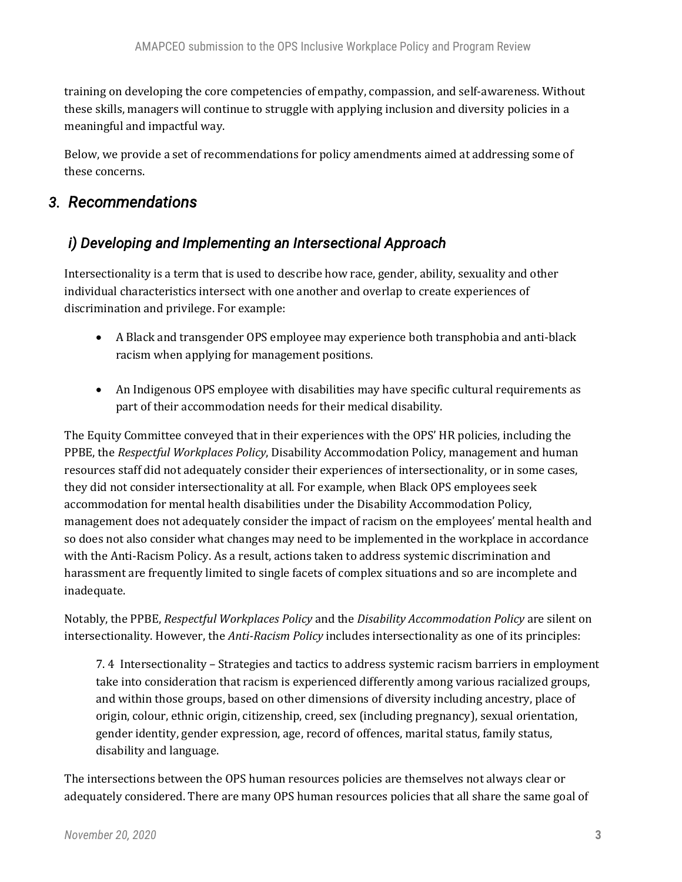training on developing the core competencies of empathy, compassion, and self-awareness. Without these skills, managers will continue to struggle with applying inclusion and diversity policies in a meaningful and impactful way.

Below, we provide a set of recommendations for policy amendments aimed at addressing some of these concerns.

## *3. Recommendations*

### *i) Developing and Implementing an Intersectional Approach*

Intersectionality is a term that is used to describe how race, gender, ability, sexuality and other individual characteristics intersect with one another and overlap to create experiences of discrimination and privilege. For example:

- A Black and transgender OPS employee may experience both transphobia and anti-black racism when applying for management positions.

- An Indigenous OPS employee with disabilities may have specific cultural requirements as part of their accommodation needs for their medical disability.

The Equity Committee conveyed that in their experiences with the OPS' HR policies, including the PPBE, the *Respectful Workplaces Policy*, Disability Accommodation Policy, management and human resources staff did not adequately consider their experiences of intersectionality, or in some cases, they did not consider intersectionality at all. For example, when Black OPS employees seek accommodation for mental health disabilities under the Disability Accommodation Policy, management does not adequately consider the impact of racism on the employees' mental health and so does not also consider what changes may need to be implemented in the workplace in accordance with the Anti-Racism Policy. As a result, actions taken to address systemic discrimination and harassment are frequently limited to single facets of complex situations and so are incomplete and inadequate.

Notably, the PPBE, *Respectful Workplaces Policy* and the *Disability Accommodation Policy* are silent on intersectionality. However, the *Anti-Racism Policy* includes intersectionality as one of its principles:

> 7. 4 Intersectionality – Strategies and tactics to address systemic racism barriers in employment take into consideration that racism is experienced differently among various racialized groups, and within those groups, based on other dimensions of diversity including ancestry, place of origin, colour, ethnic origin, citizenship, creed, sex (including pregnancy), sexual orientation, gender identity, gender expression, age, record of offences, marital status, family status, disability and language.

The intersections between the OPS human resources policies are themselves not always clear or adequately considered. There are many OPS human resources policies that all share the same goal of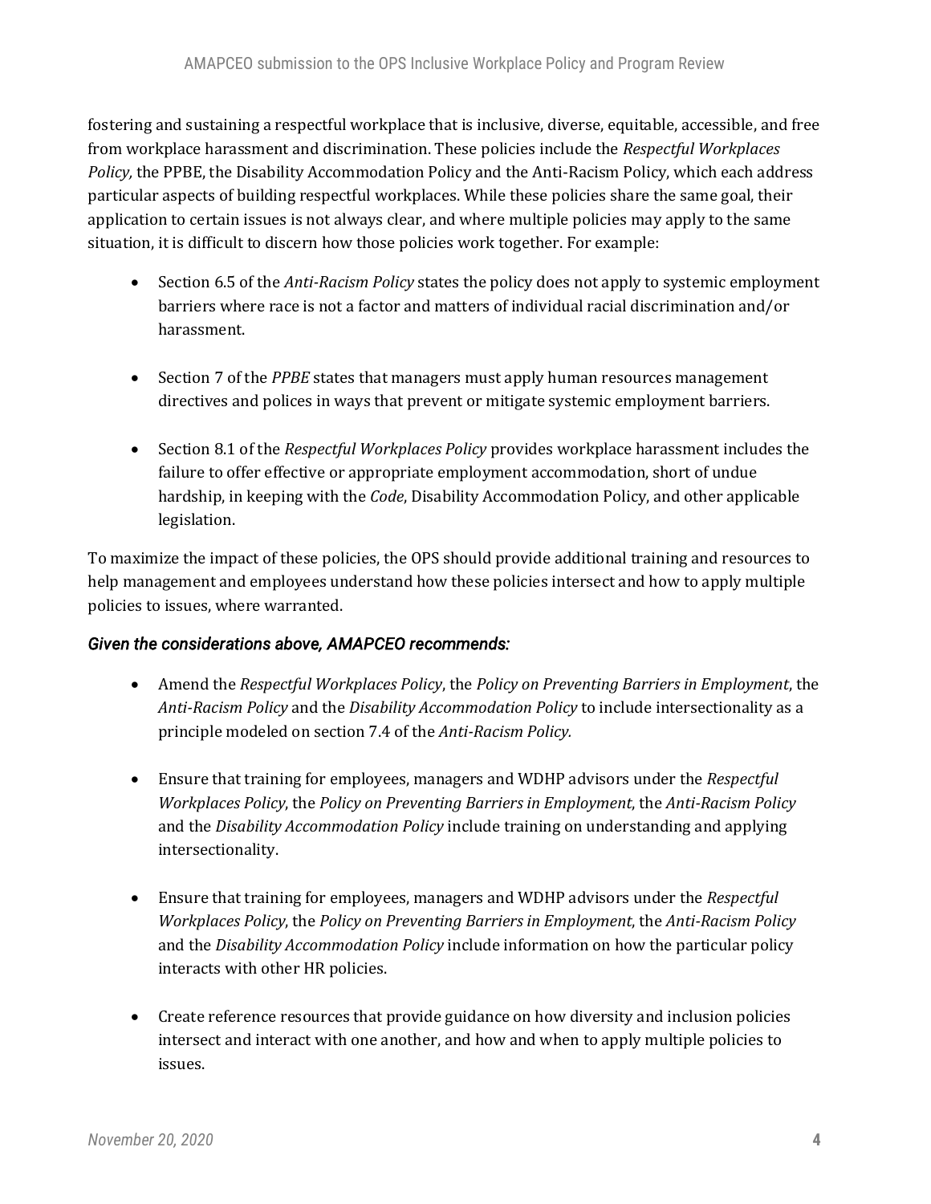fostering and sustaining a respectful workplace that is inclusive, diverse, equitable, accessible, and free from workplace harassment and discrimination. These policies include the *Respectful Workplaces Policy,* the PPBE, the Disability Accommodation Policy and the Anti-Racism Policy, which each address particular aspects of building respectful workplaces. While these policies share the same goal, their application to certain issues is not always clear, and where multiple policies may apply to the same situation, it is difficult to discern how those policies work together. For example:

- Section 6.5 of the *Anti-Racism Policy* states the policy does not apply to systemic employment barriers where race is not a factor and matters of individual racial discrimination and/or harassment.
- Section 7 of the *PPBE* states that managers must apply human resources management directives and polices in ways that prevent or mitigate systemic employment barriers.
- Section 8.1 of the *Respectful Workplaces Policy* provides workplace harassment includes the failure to offer effective or appropriate employment accommodation, short of undue hardship, in keeping with the *Code*, Disability Accommodation Policy, and other applicable legislation.

To maximize the impact of these policies, the OPS should provide additional training and resources to help management and employees understand how these policies intersect and how to apply multiple policies to issues, where warranted.

***Given the considerations above, AMAPCEO recommends:***

- Amend the *Respectful Workplaces Policy*, the *Policy on Preventing Barriers in Employment*, the *Anti-Racism Policy* and the *Disability Accommodation Policy* to include intersectionality as a principle modeled on section 7.4 of the *Anti-Racism Policy.*
- Ensure that training for employees, managers and WDHP advisors under the *Respectful Workplaces Policy*, the *Policy on Preventing Barriers in Employment*, the *Anti-Racism Policy* and the *Disability Accommodation Policy* include training on understanding and applying intersectionality.
- Ensure that training for employees, managers and WDHP advisors under the *Respectful Workplaces Policy*, the *Policy on Preventing Barriers in Employment*, the *Anti-Racism Policy* and the *Disability Accommodation Policy* include information on how the particular policy interacts with other HR policies.
- Create reference resources that provide guidance on how diversity and inclusion policies intersect and interact with one another, and how and when to apply multiple policies to issues.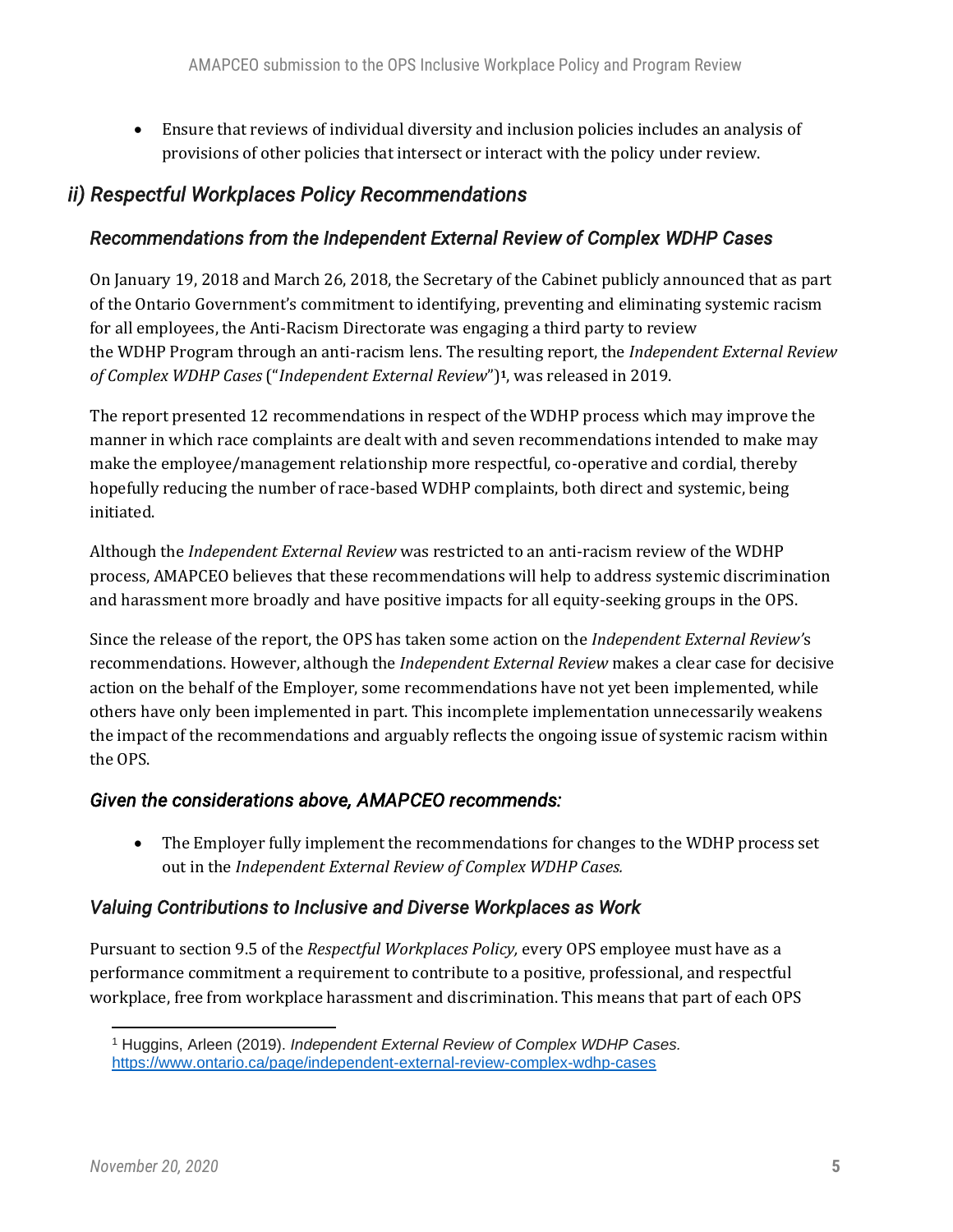- Ensure that reviews of individual diversity and inclusion policies includes an analysis of provisions of other policies that intersect or interact with the policy under review.

## *ii) Respectful Workplaces Policy Recommendations*

### *Recommendations from the Independent External Review of Complex WDHP Cases*

On January 19, 2018 and March 26, 2018, the Secretary of the Cabinet publicly announced that as part of the Ontario Government's commitment to identifying, preventing and eliminating systemic racism for all employees, the Anti-Racism Directorate was engaging a third party to review the WDHP Program through an anti-racism lens. The resulting report, the *Independent External Review of Complex WDHP Cases* ("*Independent External Review*")[1], was released in 2019.

The report presented 12 recommendations in respect of the WDHP process which may improve the manner in which race complaints are dealt with and seven recommendations intended to make may make the employee/management relationship more respectful, co-operative and cordial, thereby hopefully reducing the number of race-based WDHP complaints, both direct and systemic, being initiated.

Although the *Independent External Review* was restricted to an anti-racism review of the WDHP process, AMAPCEO believes that these recommendations will help to address systemic discrimination and harassment more broadly and have positive impacts for all equity-seeking groups in the OPS.

Since the release of the report, the OPS has taken some action on the *Independent External Review's* recommendations. However, although the *Independent External Review* makes a clear case for decisive action on the behalf of the Employer, some recommendations have not yet been implemented, while others have only been implemented in part. This incomplete implementation unnecessarily weakens the impact of the recommendations and arguably reflects the ongoing issue of systemic racism within the OPS.

### *Given the considerations above, AMAPCEO recommends:*

- The Employer fully implement the recommendations for changes to the WDHP process set out in the *Independent External Review of Complex WDHP Cases.*

### *Valuing Contributions to Inclusive and Diverse Workplaces as Work*

Pursuant to section 9.5 of the *Respectful Workplaces Policy,* every OPS employee must have as a performance commitment a requirement to contribute to a positive, professional, and respectful workplace, free from workplace harassment and discrimination. This means that part of each OPS

---

[1] Huggins, Arleen (2019). *Independent External Review of Complex WDHP Cases.* https://www.ontario.ca/page/independent-external-review-complex-wdhp-cases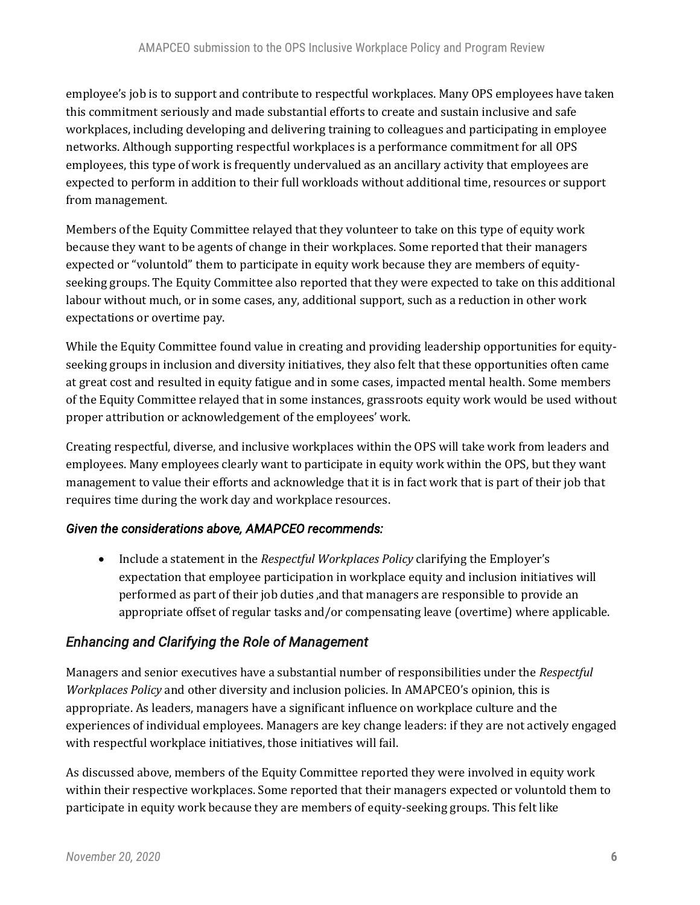employee's job is to support and contribute to respectful workplaces. Many OPS employees have taken this commitment seriously and made substantial efforts to create and sustain inclusive and safe workplaces, including developing and delivering training to colleagues and participating in employee networks. Although supporting respectful workplaces is a performance commitment for all OPS employees, this type of work is frequently undervalued as an ancillary activity that employees are expected to perform in addition to their full workloads without additional time, resources or support from management.

Members of the Equity Committee relayed that they volunteer to take on this type of equity work because they want to be agents of change in their workplaces. Some reported that their managers expected or "voluntold" them to participate in equity work because they are members of equity-seeking groups. The Equity Committee also reported that they were expected to take on this additional labour without much, or in some cases, any, additional support, such as a reduction in other work expectations or overtime pay.

While the Equity Committee found value in creating and providing leadership opportunities for equity-seeking groups in inclusion and diversity initiatives, they also felt that these opportunities often came at great cost and resulted in equity fatigue and in some cases, impacted mental health. Some members of the Equity Committee relayed that in some instances, grassroots equity work would be used without proper attribution or acknowledgement of the employees' work.

Creating respectful, diverse, and inclusive workplaces within the OPS will take work from leaders and employees. Many employees clearly want to participate in equity work within the OPS, but they want management to value their efforts and acknowledge that it is in fact work that is part of their job that requires time during the work day and workplace resources.

***Given the considerations above, AMAPCEO recommends:***

- Include a statement in the *Respectful Workplaces Policy* clarifying the Employer's expectation that employee participation in workplace equity and inclusion initiatives will performed as part of their job duties ,and that managers are responsible to provide an appropriate offset of regular tasks and/or compensating leave (overtime) where applicable.

## *Enhancing and Clarifying the Role of Management*

Managers and senior executives have a substantial number of responsibilities under the *Respectful Workplaces Policy* and other diversity and inclusion policies. In AMAPCEO's opinion, this is appropriate. As leaders, managers have a significant influence on workplace culture and the experiences of individual employees. Managers are key change leaders: if they are not actively engaged with respectful workplace initiatives, those initiatives will fail.

As discussed above, members of the Equity Committee reported they were involved in equity work within their respective workplaces. Some reported that their managers expected or voluntold them to participate in equity work because they are members of equity-seeking groups. This felt like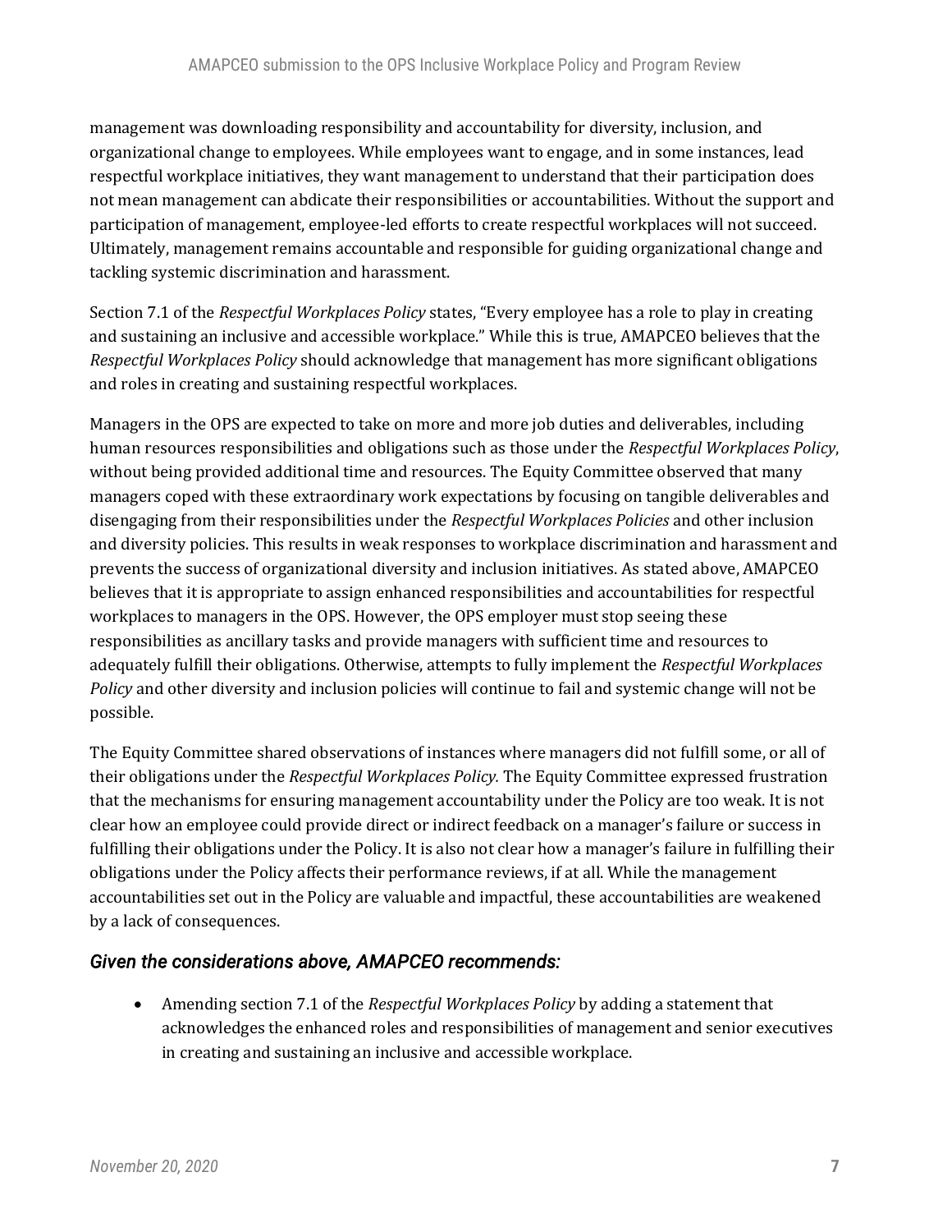management was downloading responsibility and accountability for diversity, inclusion, and organizational change to employees. While employees want to engage, and in some instances, lead respectful workplace initiatives, they want management to understand that their participation does not mean management can abdicate their responsibilities or accountabilities. Without the support and participation of management, employee-led efforts to create respectful workplaces will not succeed. Ultimately, management remains accountable and responsible for guiding organizational change and tackling systemic discrimination and harassment.

Section 7.1 of the *Respectful Workplaces Policy* states, "Every employee has a role to play in creating and sustaining an inclusive and accessible workplace." While this is true, AMAPCEO believes that the *Respectful Workplaces Policy* should acknowledge that management has more significant obligations and roles in creating and sustaining respectful workplaces.

Managers in the OPS are expected to take on more and more job duties and deliverables, including human resources responsibilities and obligations such as those under the *Respectful Workplaces Policy*, without being provided additional time and resources. The Equity Committee observed that many managers coped with these extraordinary work expectations by focusing on tangible deliverables and disengaging from their responsibilities under the *Respectful Workplaces Policies* and other inclusion and diversity policies. This results in weak responses to workplace discrimination and harassment and prevents the success of organizational diversity and inclusion initiatives. As stated above, AMAPCEO believes that it is appropriate to assign enhanced responsibilities and accountabilities for respectful workplaces to managers in the OPS. However, the OPS employer must stop seeing these responsibilities as ancillary tasks and provide managers with sufficient time and resources to adequately fulfill their obligations. Otherwise, attempts to fully implement the *Respectful Workplaces Policy* and other diversity and inclusion policies will continue to fail and systemic change will not be possible.

The Equity Committee shared observations of instances where managers did not fulfill some, or all of their obligations under the *Respectful Workplaces Policy.* The Equity Committee expressed frustration that the mechanisms for ensuring management accountability under the Policy are too weak. It is not clear how an employee could provide direct or indirect feedback on a manager's failure or success in fulfilling their obligations under the Policy. It is also not clear how a manager's failure in fulfilling their obligations under the Policy affects their performance reviews, if at all. While the management accountabilities set out in the Policy are valuable and impactful, these accountabilities are weakened by a lack of consequences.

### *Given the considerations above, AMAPCEO recommends:*

- Amending section 7.1 of the *Respectful Workplaces Policy* by adding a statement that acknowledges the enhanced roles and responsibilities of management and senior executives in creating and sustaining an inclusive and accessible workplace.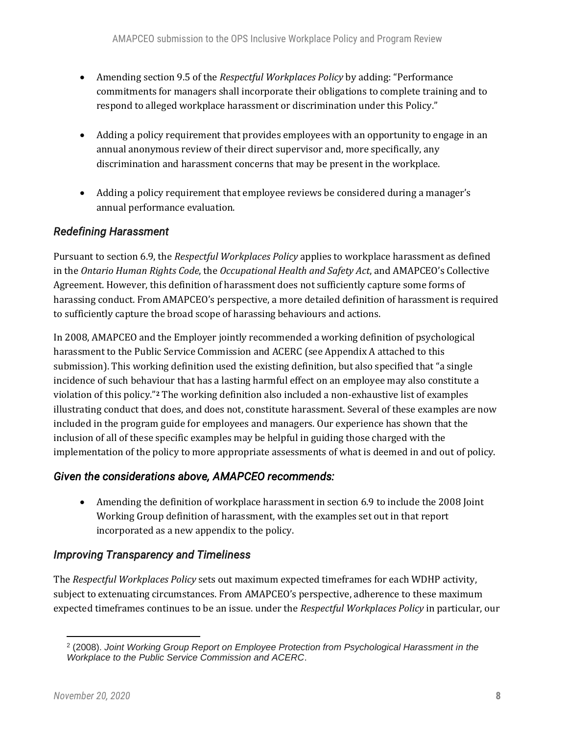- Amending section 9.5 of the *Respectful Workplaces Policy* by adding: "Performance commitments for managers shall incorporate their obligations to complete training and to respond to alleged workplace harassment or discrimination under this Policy."

- Adding a policy requirement that provides employees with an opportunity to engage in an annual anonymous review of their direct supervisor and, more specifically, any discrimination and harassment concerns that may be present in the workplace.

- Adding a policy requirement that employee reviews be considered during a manager's annual performance evaluation.

### *Redefining Harassment*

Pursuant to section 6.9, the *Respectful Workplaces Policy* applies to workplace harassment as defined in the *Ontario Human Rights Code*, the *Occupational Health and Safety Act*, and AMAPCEO's Collective Agreement. However, this definition of harassment does not sufficiently capture some forms of harassing conduct. From AMAPCEO's perspective, a more detailed definition of harassment is required to sufficiently capture the broad scope of harassing behaviours and actions.

In 2008, AMAPCEO and the Employer jointly recommended a working definition of psychological harassment to the Public Service Commission and ACERC (see Appendix A attached to this submission). This working definition used the existing definition, but also specified that "a single incidence of such behaviour that has a lasting harmful effect on an employee may also constitute a violation of this policy."[2] The working definition also included a non-exhaustive list of examples illustrating conduct that does, and does not, constitute harassment. Several of these examples are now included in the program guide for employees and managers. Our experience has shown that the inclusion of all of these specific examples may be helpful in guiding those charged with the implementation of the policy to more appropriate assessments of what is deemed in and out of policy.

### *Given the considerations above, AMAPCEO recommends:*

- Amending the definition of workplace harassment in section 6.9 to include the 2008 Joint Working Group definition of harassment, with the examples set out in that report incorporated as a new appendix to the policy.

### *Improving Transparency and Timeliness*

The *Respectful Workplaces Policy* sets out maximum expected timeframes for each WDHP activity, subject to extenuating circumstances. From AMAPCEO's perspective, adherence to these maximum expected timeframes continues to be an issue. under the *Respectful Workplaces Policy* in particular, our

---

[2] (2008). *Joint Working Group Report on Employee Protection from Psychological Harassment in the Workplace to the Public Service Commission and ACERC*.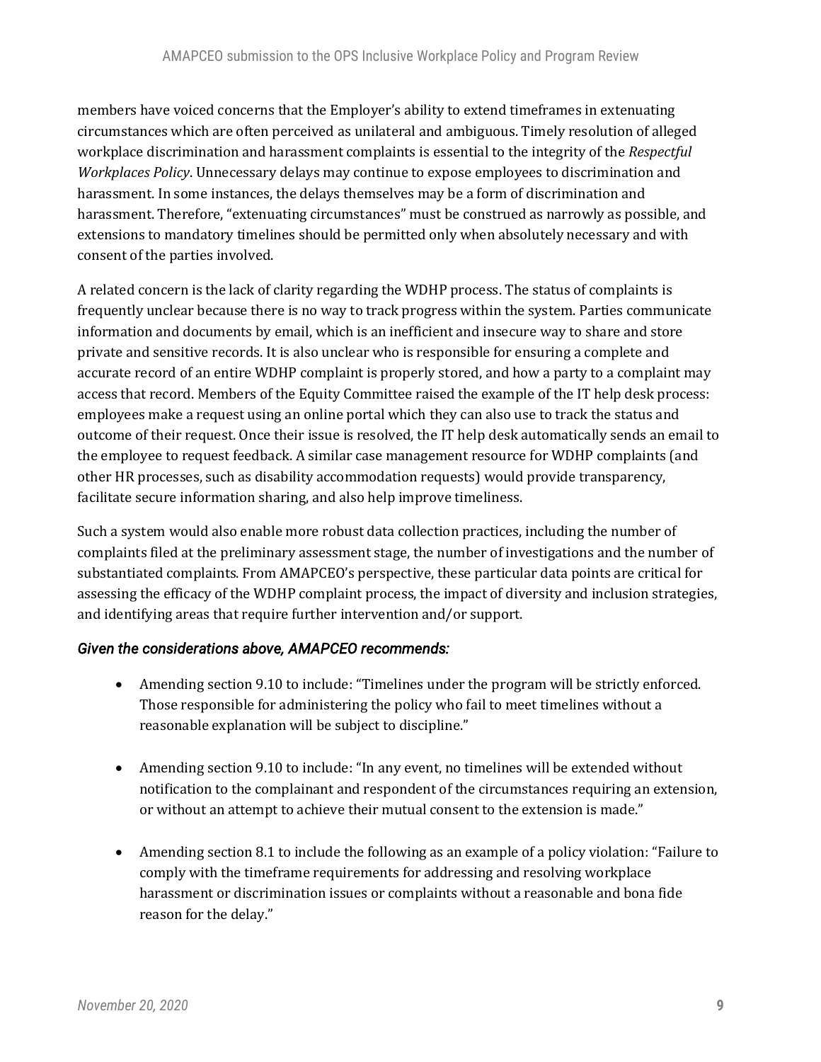members have voiced concerns that the Employer's ability to extend timeframes in extenuating circumstances which are often perceived as unilateral and ambiguous. Timely resolution of alleged workplace discrimination and harassment complaints is essential to the integrity of the *Respectful Workplaces Policy*. Unnecessary delays may continue to expose employees to discrimination and harassment. In some instances, the delays themselves may be a form of discrimination and harassment. Therefore, "extenuating circumstances" must be construed as narrowly as possible, and extensions to mandatory timelines should be permitted only when absolutely necessary and with consent of the parties involved.

A related concern is the lack of clarity regarding the WDHP process. The status of complaints is frequently unclear because there is no way to track progress within the system. Parties communicate information and documents by email, which is an inefficient and insecure way to share and store private and sensitive records. It is also unclear who is responsible for ensuring a complete and accurate record of an entire WDHP complaint is properly stored, and how a party to a complaint may access that record. Members of the Equity Committee raised the example of the IT help desk process: employees make a request using an online portal which they can also use to track the status and outcome of their request. Once their issue is resolved, the IT help desk automatically sends an email to the employee to request feedback. A similar case management resource for WDHP complaints (and other HR processes, such as disability accommodation requests) would provide transparency, facilitate secure information sharing, and also help improve timeliness.

Such a system would also enable more robust data collection practices, including the number of complaints filed at the preliminary assessment stage, the number of investigations and the number of substantiated complaints. From AMAPCEO's perspective, these particular data points are critical for assessing the efficacy of the WDHP complaint process, the impact of diversity and inclusion strategies, and identifying areas that require further intervention and/or support.

***Given the considerations above, AMAPCEO recommends:***

- Amending section 9.10 to include: "Timelines under the program will be strictly enforced. Those responsible for administering the policy who fail to meet timelines without a reasonable explanation will be subject to discipline."

- Amending section 9.10 to include: "In any event, no timelines will be extended without notification to the complainant and respondent of the circumstances requiring an extension, or without an attempt to achieve their mutual consent to the extension is made."

- Amending section 8.1 to include the following as an example of a policy violation: "Failure to comply with the timeframe requirements for addressing and resolving workplace harassment or discrimination issues or complaints without a reasonable and bona fide reason for the delay."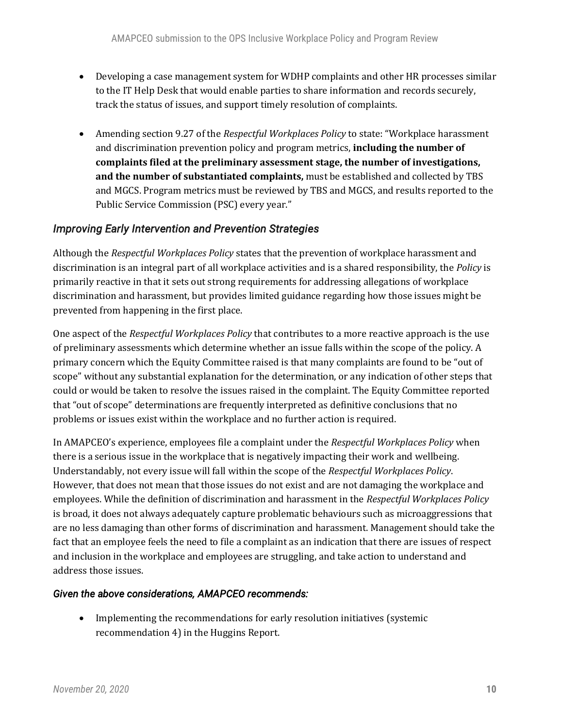- Developing a case management system for WDHP complaints and other HR processes similar to the IT Help Desk that would enable parties to share information and records securely, track the status of issues, and support timely resolution of complaints.

- Amending section 9.27 of the *Respectful Workplaces Policy* to state: "Workplace harassment and discrimination prevention policy and program metrics, **including the number of complaints filed at the preliminary assessment stage, the number of investigations, and the number of substantiated complaints,** must be established and collected by TBS and MGCS. Program metrics must be reviewed by TBS and MGCS, and results reported to the Public Service Commission (PSC) every year."

### *Improving Early Intervention and Prevention Strategies*

Although the *Respectful Workplaces Policy* states that the prevention of workplace harassment and discrimination is an integral part of all workplace activities and is a shared responsibility, the *Policy* is primarily reactive in that it sets out strong requirements for addressing allegations of workplace discrimination and harassment, but provides limited guidance regarding how those issues might be prevented from happening in the first place.

One aspect of the *Respectful Workplaces Policy* that contributes to a more reactive approach is the use of preliminary assessments which determine whether an issue falls within the scope of the policy. A primary concern which the Equity Committee raised is that many complaints are found to be "out of scope" without any substantial explanation for the determination, or any indication of other steps that could or would be taken to resolve the issues raised in the complaint. The Equity Committee reported that "out of scope" determinations are frequently interpreted as definitive conclusions that no problems or issues exist within the workplace and no further action is required.

In AMAPCEO's experience, employees file a complaint under the *Respectful Workplaces Policy* when there is a serious issue in the workplace that is negatively impacting their work and wellbeing. Understandably, not every issue will fall within the scope of the *Respectful Workplaces Policy*. However, that does not mean that those issues do not exist and are not damaging the workplace and employees. While the definition of discrimination and harassment in the *Respectful Workplaces Policy* is broad, it does not always adequately capture problematic behaviours such as microaggressions that are no less damaging than other forms of discrimination and harassment. Management should take the fact that an employee feels the need to file a complaint as an indication that there are issues of respect and inclusion in the workplace and employees are struggling, and take action to understand and address those issues.

#### *Given the above considerations, AMAPCEO recommends:*

- Implementing the recommendations for early resolution initiatives (systemic recommendation 4) in the Huggins Report.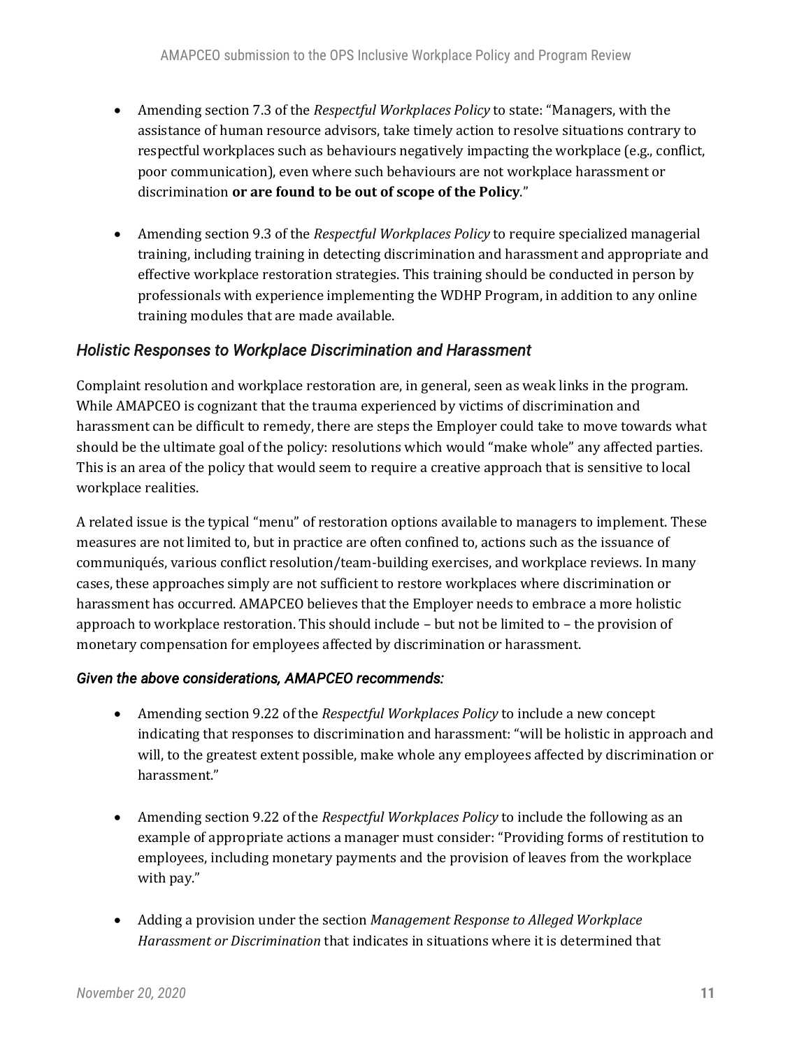- Amending section 7.3 of the *Respectful Workplaces Policy* to state: "Managers, with the assistance of human resource advisors, take timely action to resolve situations contrary to respectful workplaces such as behaviours negatively impacting the workplace (e.g., conflict, poor communication), even where such behaviours are not workplace harassment or discrimination **or are found to be out of scope of the Policy**."

- Amending section 9.3 of the *Respectful Workplaces Policy* to require specialized managerial training, including training in detecting discrimination and harassment and appropriate and effective workplace restoration strategies. This training should be conducted in person by professionals with experience implementing the WDHP Program, in addition to any online training modules that are made available.

### *Holistic Responses to Workplace Discrimination and Harassment*

Complaint resolution and workplace restoration are, in general, seen as weak links in the program. While AMAPCEO is cognizant that the trauma experienced by victims of discrimination and harassment can be difficult to remedy, there are steps the Employer could take to move towards what should be the ultimate goal of the policy: resolutions which would "make whole" any affected parties. This is an area of the policy that would seem to require a creative approach that is sensitive to local workplace realities.

A related issue is the typical "menu" of restoration options available to managers to implement. These measures are not limited to, but in practice are often confined to, actions such as the issuance of communiqués, various conflict resolution/team-building exercises, and workplace reviews. In many cases, these approaches simply are not sufficient to restore workplaces where discrimination or harassment has occurred. AMAPCEO believes that the Employer needs to embrace a more holistic approach to workplace restoration. This should include – but not be limited to – the provision of monetary compensation for employees affected by discrimination or harassment.

***Given the above considerations, AMAPCEO recommends:***

- Amending section 9.22 of the *Respectful Workplaces Policy* to include a new concept indicating that responses to discrimination and harassment: "will be holistic in approach and will, to the greatest extent possible, make whole any employees affected by discrimination or harassment."

- Amending section 9.22 of the *Respectful Workplaces Policy* to include the following as an example of appropriate actions a manager must consider: "Providing forms of restitution to employees, including monetary payments and the provision of leaves from the workplace with pay."

- Adding a provision under the section *Management Response to Alleged Workplace Harassment or Discrimination* that indicates in situations where it is determined that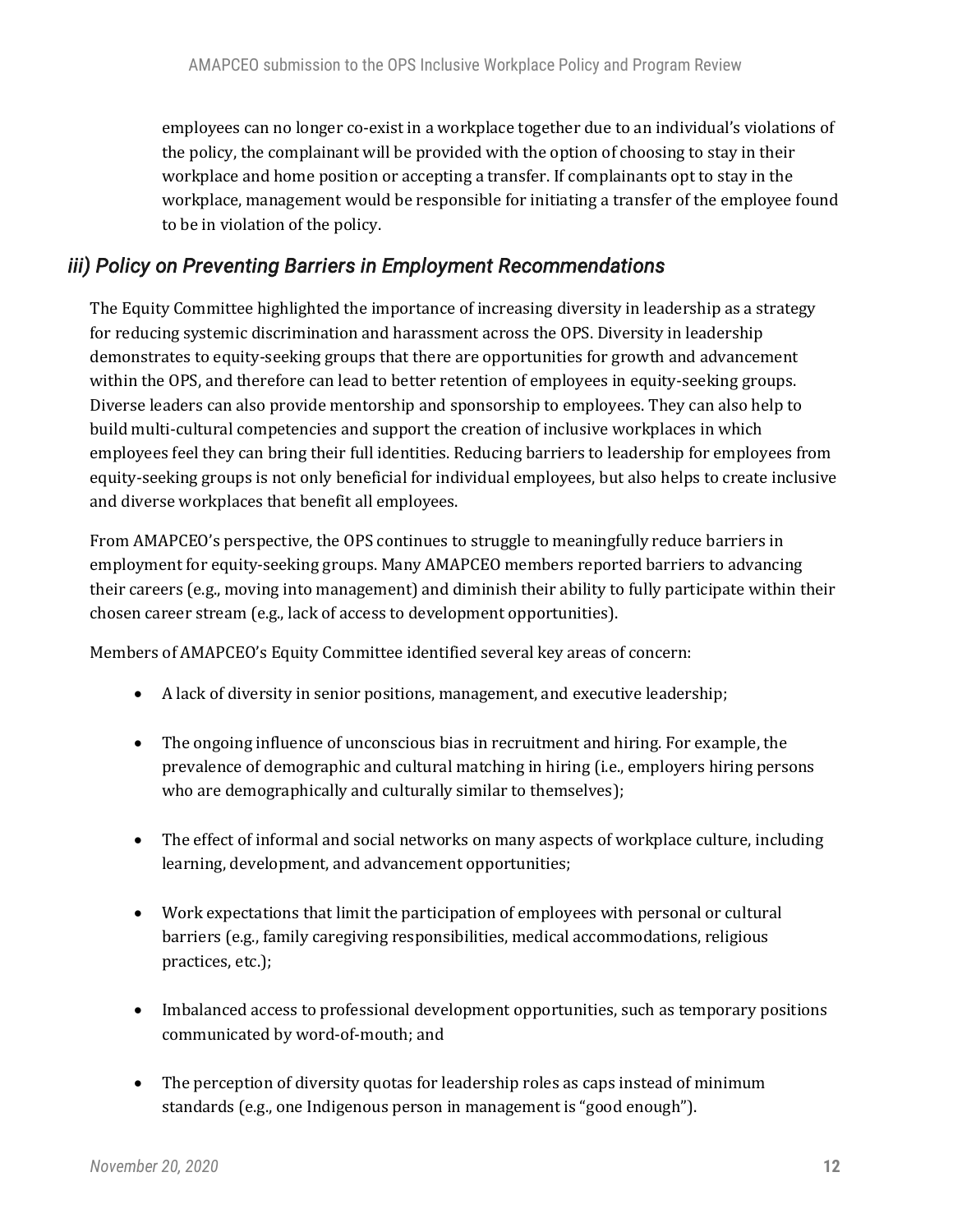employees can no longer co-exist in a workplace together due to an individual's violations of the policy, the complainant will be provided with the option of choosing to stay in their workplace and home position or accepting a transfer. If complainants opt to stay in the workplace, management would be responsible for initiating a transfer of the employee found to be in violation of the policy.

### *iii) Policy on Preventing Barriers in Employment Recommendations*

The Equity Committee highlighted the importance of increasing diversity in leadership as a strategy for reducing systemic discrimination and harassment across the OPS. Diversity in leadership demonstrates to equity-seeking groups that there are opportunities for growth and advancement within the OPS, and therefore can lead to better retention of employees in equity-seeking groups. Diverse leaders can also provide mentorship and sponsorship to employees. They can also help to build multi-cultural competencies and support the creation of inclusive workplaces in which employees feel they can bring their full identities. Reducing barriers to leadership for employees from equity-seeking groups is not only beneficial for individual employees, but also helps to create inclusive and diverse workplaces that benefit all employees.

From AMAPCEO's perspective, the OPS continues to struggle to meaningfully reduce barriers in employment for equity-seeking groups. Many AMAPCEO members reported barriers to advancing their careers (e.g., moving into management) and diminish their ability to fully participate within their chosen career stream (e.g., lack of access to development opportunities).

Members of AMAPCEO's Equity Committee identified several key areas of concern:

- A lack of diversity in senior positions, management, and executive leadership;
- The ongoing influence of unconscious bias in recruitment and hiring. For example, the prevalence of demographic and cultural matching in hiring (i.e., employers hiring persons who are demographically and culturally similar to themselves);
- The effect of informal and social networks on many aspects of workplace culture, including learning, development, and advancement opportunities;
- Work expectations that limit the participation of employees with personal or cultural barriers (e.g., family caregiving responsibilities, medical accommodations, religious practices, etc.);
- Imbalanced access to professional development opportunities, such as temporary positions communicated by word-of-mouth; and
- The perception of diversity quotas for leadership roles as caps instead of minimum standards (e.g., one Indigenous person in management is "good enough").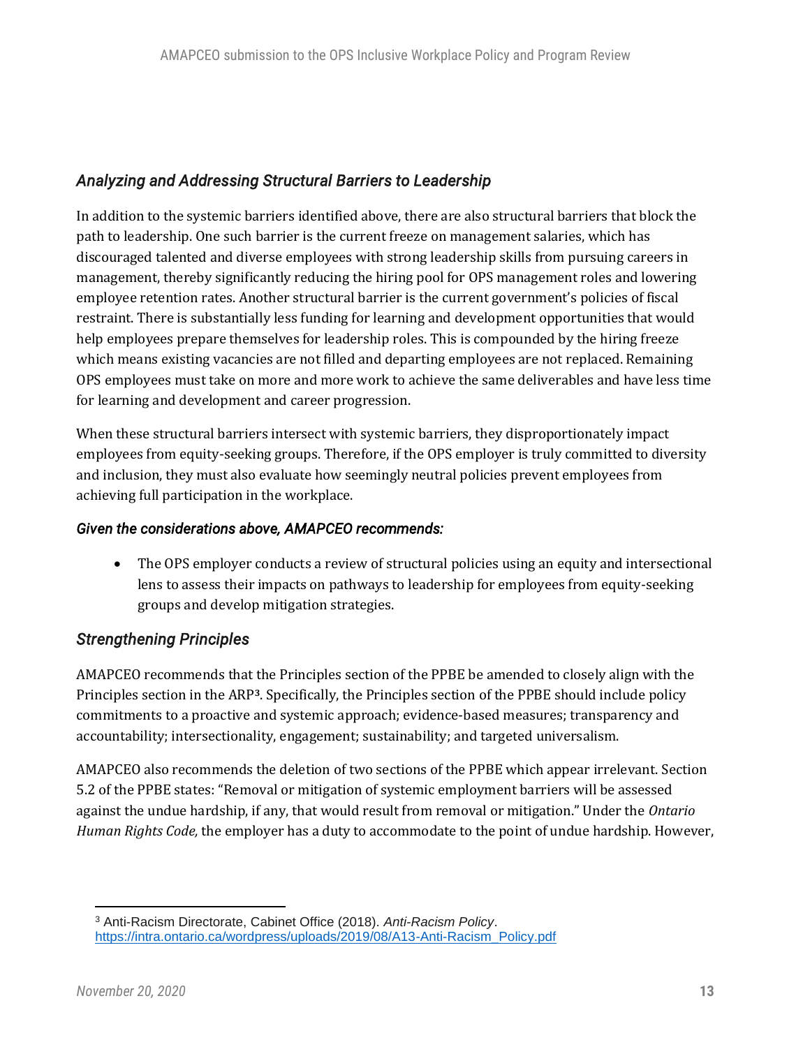### *Analyzing and Addressing Structural Barriers to Leadership*

In addition to the systemic barriers identified above, there are also structural barriers that block the path to leadership. One such barrier is the current freeze on management salaries, which has discouraged talented and diverse employees with strong leadership skills from pursuing careers in management, thereby significantly reducing the hiring pool for OPS management roles and lowering employee retention rates. Another structural barrier is the current government's policies of fiscal restraint. There is substantially less funding for learning and development opportunities that would help employees prepare themselves for leadership roles. This is compounded by the hiring freeze which means existing vacancies are not filled and departing employees are not replaced. Remaining OPS employees must take on more and more work to achieve the same deliverables and have less time for learning and development and career progression.

When these structural barriers intersect with systemic barriers, they disproportionately impact employees from equity-seeking groups. Therefore, if the OPS employer is truly committed to diversity and inclusion, they must also evaluate how seemingly neutral policies prevent employees from achieving full participation in the workplace.

***Given the considerations above, AMAPCEO recommends:***

- The OPS employer conducts a review of structural policies using an equity and intersectional lens to assess their impacts on pathways to leadership for employees from equity-seeking groups and develop mitigation strategies.

### *Strengthening Principles*

AMAPCEO recommends that the Principles section of the PPBE be amended to closely align with the Principles section in the ARP[3]. Specifically, the Principles section of the PPBE should include policy commitments to a proactive and systemic approach; evidence-based measures; transparency and accountability; intersectionality, engagement; sustainability; and targeted universalism.

AMAPCEO also recommends the deletion of two sections of the PPBE which appear irrelevant. Section 5.2 of the PPBE states: "Removal or mitigation of systemic employment barriers will be assessed against the undue hardship, if any, that would result from removal or mitigation." Under the *Ontario Human Rights Code,* the employer has a duty to accommodate to the point of undue hardship. However,

---

[3] Anti-Racism Directorate, Cabinet Office (2018). *Anti-Racism Policy*. https://intra.ontario.ca/wordpress/uploads/2019/08/A13-Anti-Racism_Policy.pdf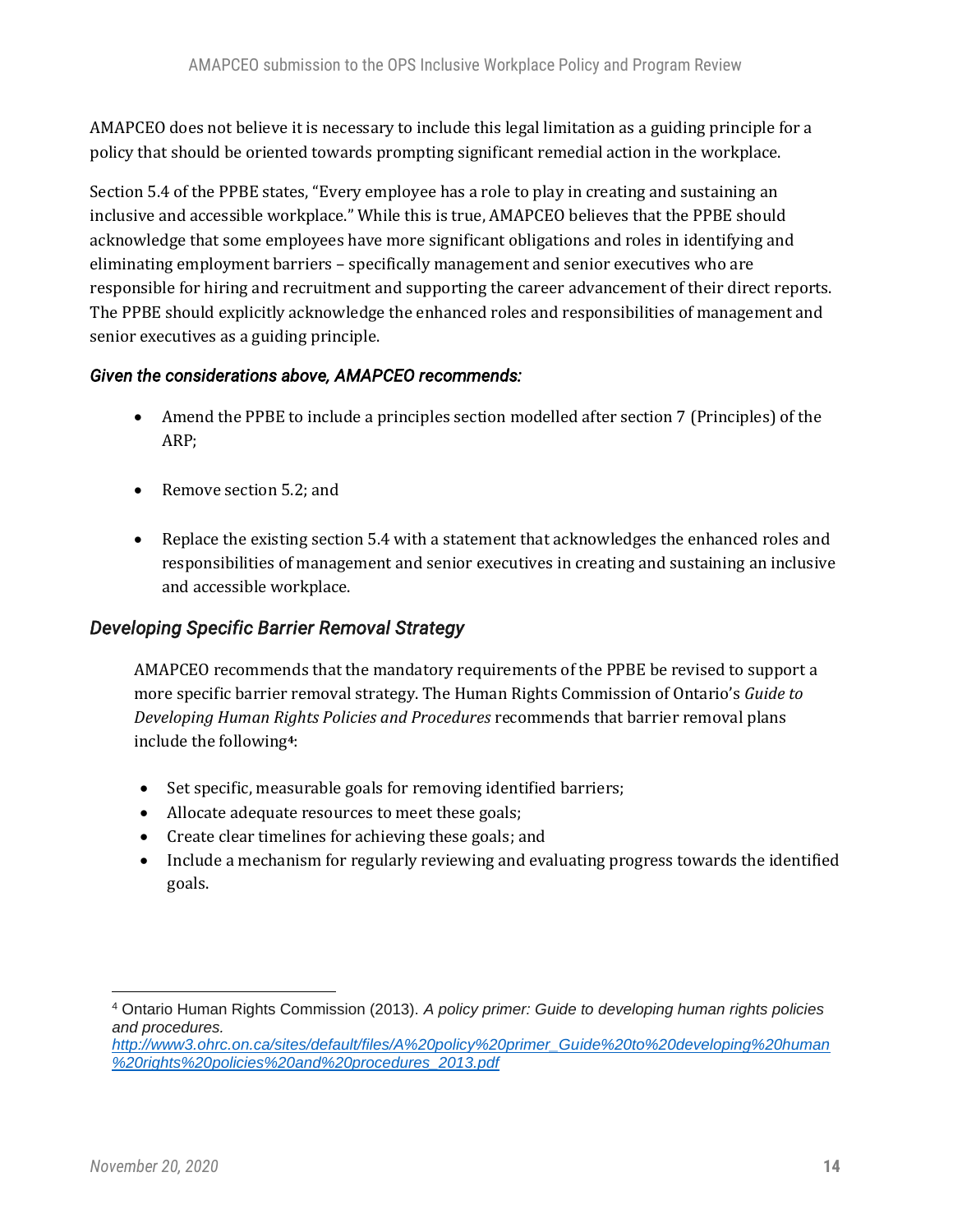AMAPCEO does not believe it is necessary to include this legal limitation as a guiding principle for a policy that should be oriented towards prompting significant remedial action in the workplace.

Section 5.4 of the PPBE states, "Every employee has a role to play in creating and sustaining an inclusive and accessible workplace." While this is true, AMAPCEO believes that the PPBE should acknowledge that some employees have more significant obligations and roles in identifying and eliminating employment barriers – specifically management and senior executives who are responsible for hiring and recruitment and supporting the career advancement of their direct reports. The PPBE should explicitly acknowledge the enhanced roles and responsibilities of management and senior executives as a guiding principle.

***Given the considerations above, AMAPCEO recommends:***

- Amend the PPBE to include a principles section modelled after section 7 (Principles) of the ARP;
- Remove section 5.2; and
- Replace the existing section 5.4 with a statement that acknowledges the enhanced roles and responsibilities of management and senior executives in creating and sustaining an inclusive and accessible workplace.

### *Developing Specific Barrier Removal Strategy*

AMAPCEO recommends that the mandatory requirements of the PPBE be revised to support a more specific barrier removal strategy. The Human Rights Commission of Ontario's *Guide to Developing Human Rights Policies and Procedures* recommends that barrier removal plans include the following[4]:

- Set specific, measurable goals for removing identified barriers;
- Allocate adequate resources to meet these goals;
- Create clear timelines for achieving these goals; and
- Include a mechanism for regularly reviewing and evaluating progress towards the identified goals.

---

[4] Ontario Human Rights Commission (2013). *A policy primer: Guide to developing human rights policies and procedures.* http://www3.ohrc.on.ca/sites/default/files/A%20policy%20primer_Guide%20to%20developing%20human%20rights%20policies%20and%20procedures_2013.pdf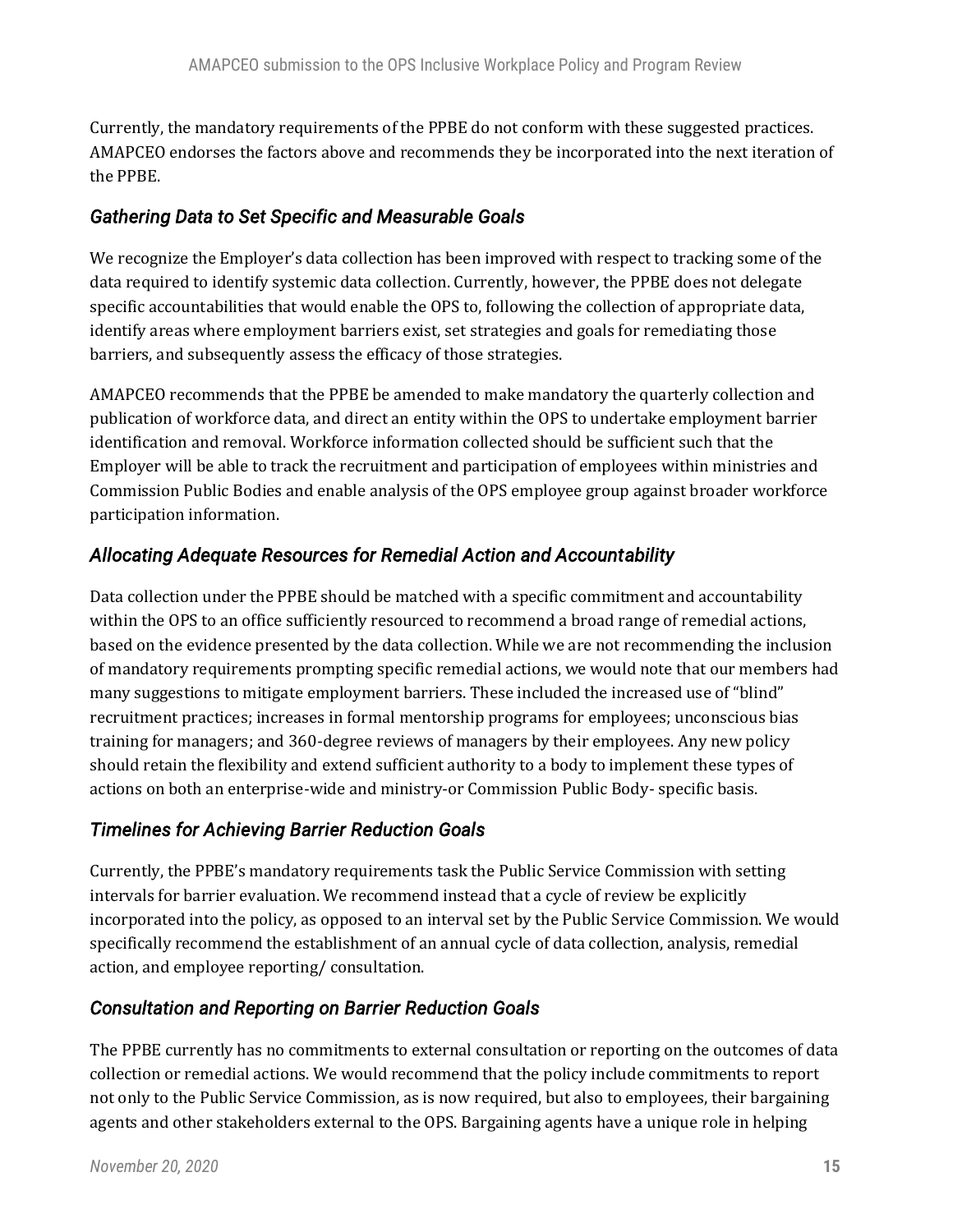Currently, the mandatory requirements of the PPBE do not conform with these suggested practices. AMAPCEO endorses the factors above and recommends they be incorporated into the next iteration of the PPBE.

### *Gathering Data to Set Specific and Measurable Goals*

We recognize the Employer's data collection has been improved with respect to tracking some of the data required to identify systemic data collection. Currently, however, the PPBE does not delegate specific accountabilities that would enable the OPS to, following the collection of appropriate data, identify areas where employment barriers exist, set strategies and goals for remediating those barriers, and subsequently assess the efficacy of those strategies.

AMAPCEO recommends that the PPBE be amended to make mandatory the quarterly collection and publication of workforce data, and direct an entity within the OPS to undertake employment barrier identification and removal. Workforce information collected should be sufficient such that the Employer will be able to track the recruitment and participation of employees within ministries and Commission Public Bodies and enable analysis of the OPS employee group against broader workforce participation information.

### *Allocating Adequate Resources for Remedial Action and Accountability*

Data collection under the PPBE should be matched with a specific commitment and accountability within the OPS to an office sufficiently resourced to recommend a broad range of remedial actions, based on the evidence presented by the data collection. While we are not recommending the inclusion of mandatory requirements prompting specific remedial actions, we would note that our members had many suggestions to mitigate employment barriers. These included the increased use of "blind" recruitment practices; increases in formal mentorship programs for employees; unconscious bias training for managers; and 360-degree reviews of managers by their employees. Any new policy should retain the flexibility and extend sufficient authority to a body to implement these types of actions on both an enterprise-wide and ministry-or Commission Public Body- specific basis.

### *Timelines for Achieving Barrier Reduction Goals*

Currently, the PPBE's mandatory requirements task the Public Service Commission with setting intervals for barrier evaluation. We recommend instead that a cycle of review be explicitly incorporated into the policy, as opposed to an interval set by the Public Service Commission. We would specifically recommend the establishment of an annual cycle of data collection, analysis, remedial action, and employee reporting/ consultation.

### *Consultation and Reporting on Barrier Reduction Goals*

The PPBE currently has no commitments to external consultation or reporting on the outcomes of data collection or remedial actions. We would recommend that the policy include commitments to report not only to the Public Service Commission, as is now required, but also to employees, their bargaining agents and other stakeholders external to the OPS. Bargaining agents have a unique role in helping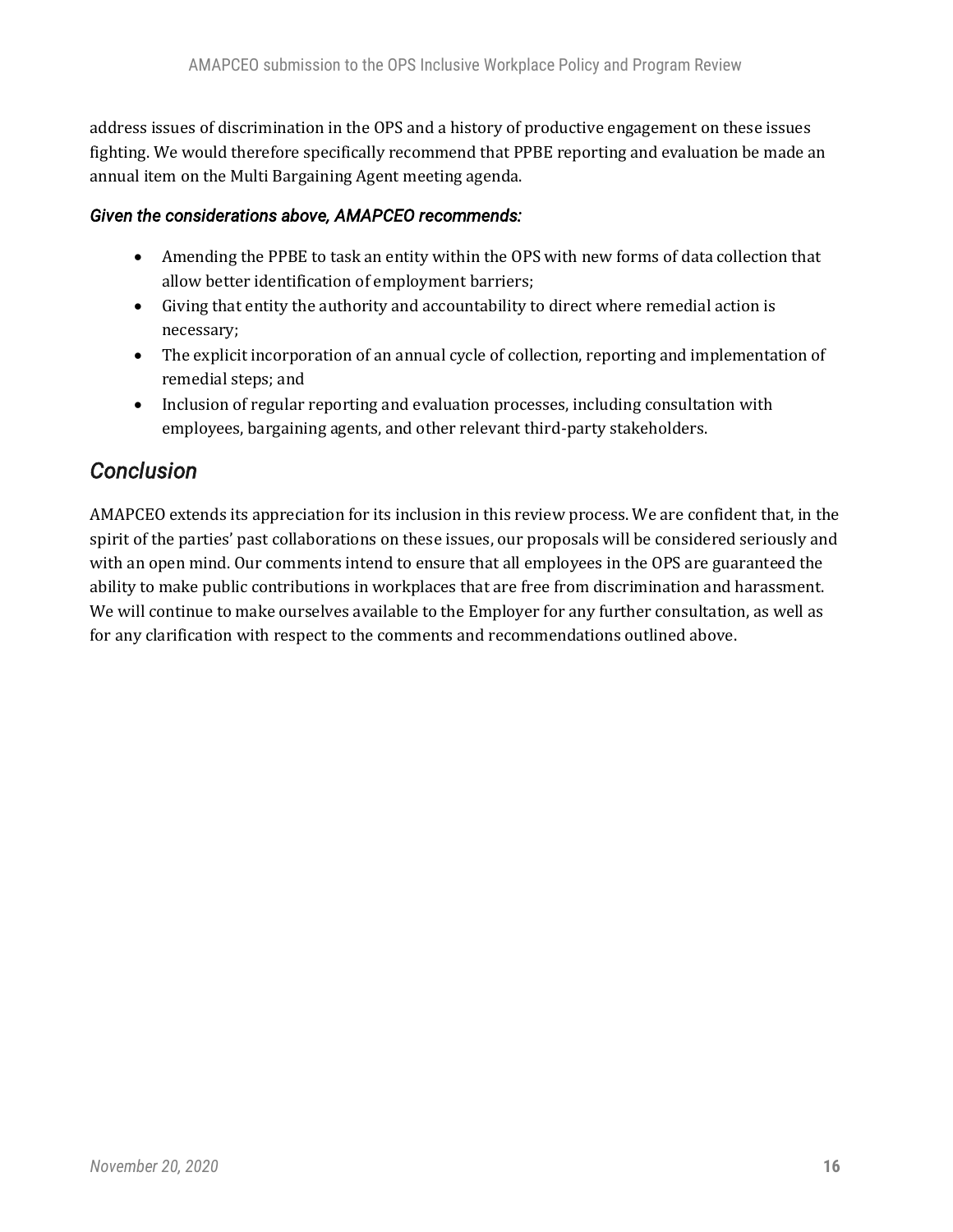address issues of discrimination in the OPS and a history of productive engagement on these issues fighting. We would therefore specifically recommend that PPBE reporting and evaluation be made an annual item on the Multi Bargaining Agent meeting agenda.

***Given the considerations above, AMAPCEO recommends:***

- Amending the PPBE to task an entity within the OPS with new forms of data collection that allow better identification of employment barriers;
- Giving that entity the authority and accountability to direct where remedial action is necessary;
- The explicit incorporation of an annual cycle of collection, reporting and implementation of remedial steps; and
- Inclusion of regular reporting and evaluation processes, including consultation with employees, bargaining agents, and other relevant third-party stakeholders.

## *Conclusion*

AMAPCEO extends its appreciation for its inclusion in this review process. We are confident that, in the spirit of the parties' past collaborations on these issues, our proposals will be considered seriously and with an open mind. Our comments intend to ensure that all employees in the OPS are guaranteed the ability to make public contributions in workplaces that are free from discrimination and harassment. We will continue to make ourselves available to the Employer for any further consultation, as well as for any clarification with respect to the comments and recommendations outlined above.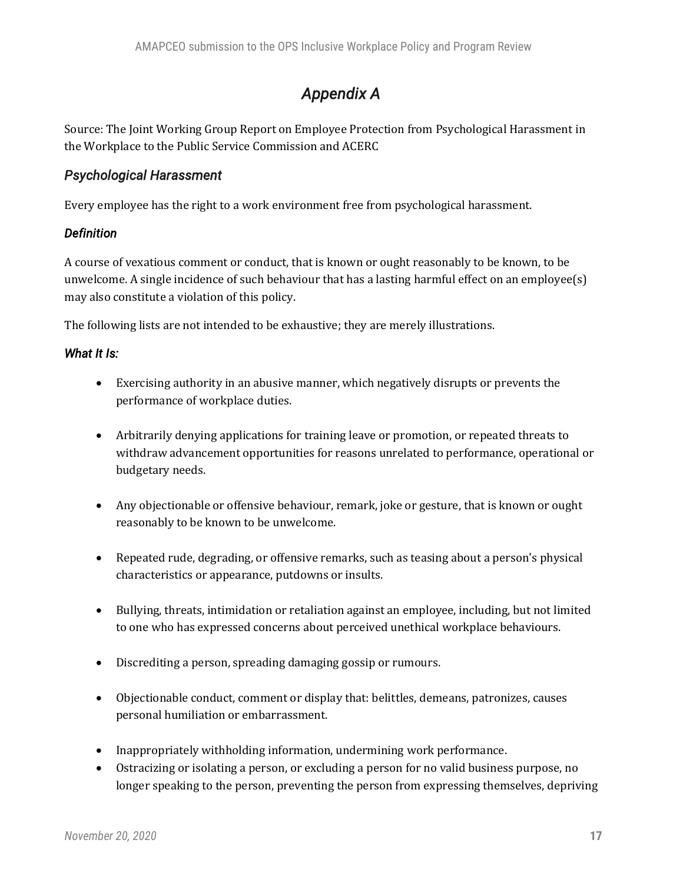# *Appendix A*

Source: The Joint Working Group Report on Employee Protection from Psychological Harassment in the Workplace to the Public Service Commission and ACERC

## *Psychological Harassment*

Every employee has the right to a work environment free from psychological harassment.

### *Definition*

A course of vexatious comment or conduct, that is known or ought reasonably to be known, to be unwelcome. A single incidence of such behaviour that has a lasting harmful effect on an employee(s) may also constitute a violation of this policy.

The following lists are not intended to be exhaustive; they are merely illustrations.

### *What It Is:*

- Exercising authority in an abusive manner, which negatively disrupts or prevents the performance of workplace duties.

- Arbitrarily denying applications for training leave or promotion, or repeated threats to withdraw advancement opportunities for reasons unrelated to performance, operational or budgetary needs.

- Any objectionable or offensive behaviour, remark, joke or gesture, that is known or ought reasonably to be known to be unwelcome.

- Repeated rude, degrading, or offensive remarks, such as teasing about a person's physical characteristics or appearance, putdowns or insults.

- Bullying, threats, intimidation or retaliation against an employee, including, but not limited to one who has expressed concerns about perceived unethical workplace behaviours.

- Discrediting a person, spreading damaging gossip or rumours.

- Objectionable conduct, comment or display that: belittles, demeans, patronizes, causes personal humiliation or embarrassment.

- Inappropriately withholding information, undermining work performance.
- Ostracizing or isolating a person, or excluding a person for no valid business purpose, no longer speaking to the person, preventing the person from expressing themselves, depriving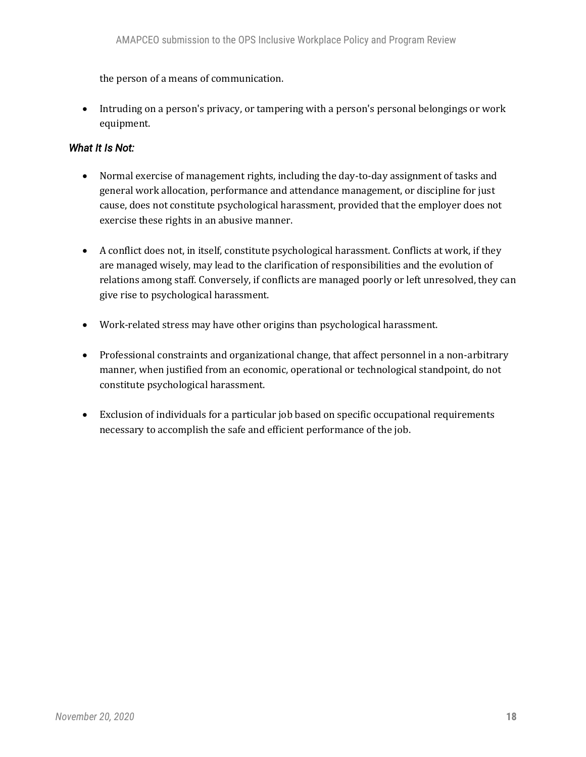the person of a means of communication.

- Intruding on a person's privacy, or tampering with a person's personal belongings or work equipment.

***What It Is Not:***

- Normal exercise of management rights, including the day-to-day assignment of tasks and general work allocation, performance and attendance management, or discipline for just cause, does not constitute psychological harassment, provided that the employer does not exercise these rights in an abusive manner.

- A conflict does not, in itself, constitute psychological harassment. Conflicts at work, if they are managed wisely, may lead to the clarification of responsibilities and the evolution of relations among staff. Conversely, if conflicts are managed poorly or left unresolved, they can give rise to psychological harassment.

- Work-related stress may have other origins than psychological harassment.

- Professional constraints and organizational change, that affect personnel in a non-arbitrary manner, when justified from an economic, operational or technological standpoint, do not constitute psychological harassment.

- Exclusion of individuals for a particular job based on specific occupational requirements necessary to accomplish the safe and efficient performance of the job.